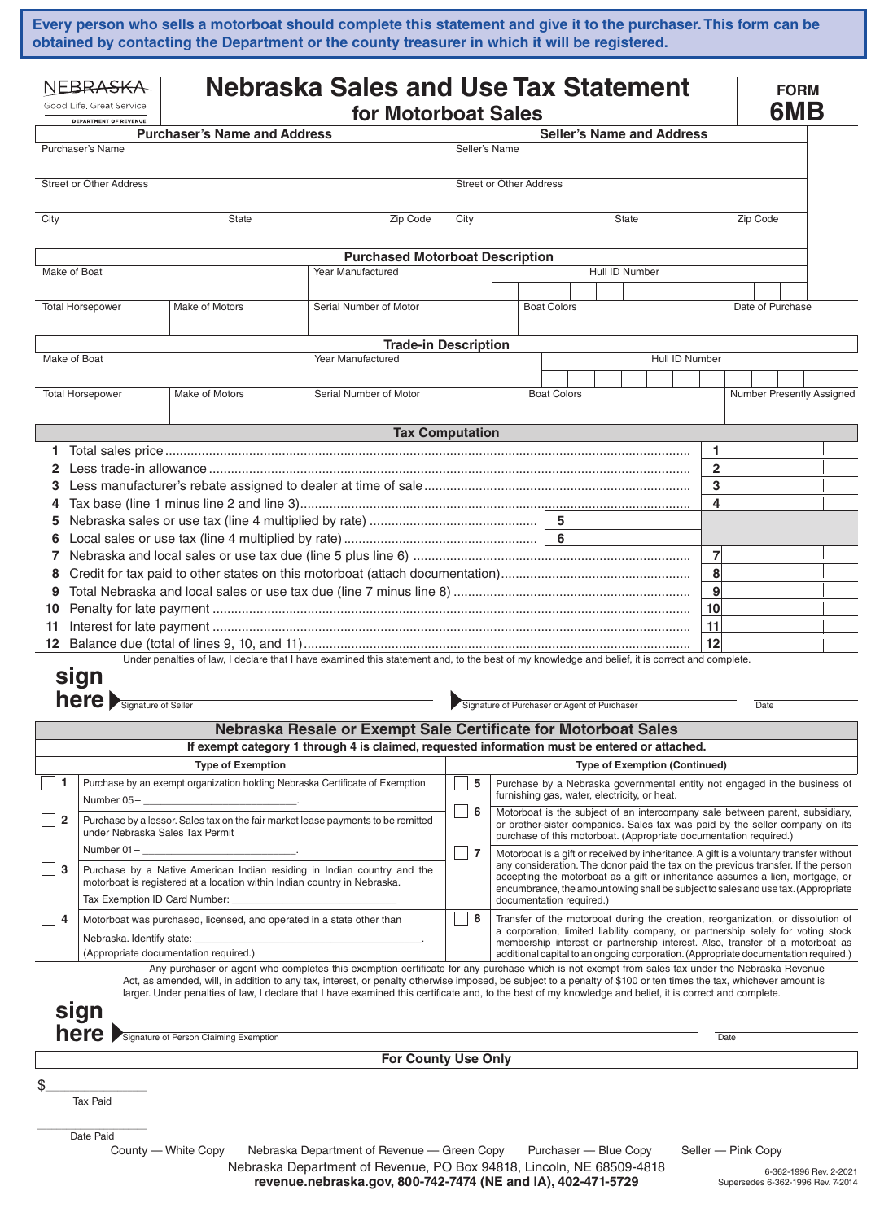**Every person who sells a motorboat should complete this statement and give it to the purchaser. This form can be obtained by contacting the Department or the county treasurer in which it will be registered.**

NEBRASKA
Good Life. Great Service.
DEPARTMENT OF REVENUE

# Nebraska Sales and Use Tax Statement for Motorboat Sales

**FORM 6MB**

| Purchaser's Name and Address | | | Seller's Name and Address | | |
|---|---|---|---|---|---|
| Purchaser's Name | | | Seller's Name | | |
| Street or Other Address | | | Street or Other Address | | |
| City | State | Zip Code | City | State | Zip Code |

**Purchased Motorboat Description**

| Make of Boat | | Year Manufactured | Hull ID Number | |
|---|---|---|---|---|
| Total Horsepower | Make of Motors | Serial Number of Motor | Boat Colors | Date of Purchase |

**Trade-in Description**

| Make of Boat | | Year Manufactured | Hull ID Number | |
|---|---|---|---|---|
| Total Horsepower | Make of Motors | Serial Number of Motor | Boat Colors | Number Presently Assigned |

**Tax Computation**

| Line | Description | | |
|---|---|---|---|
| 1 | Total sales price | | 1 |
| 2 | Less trade-in allowance | | 2 |
| 3 | Less manufacturer's rebate assigned to dealer at time of sale | | 3 |
| 4 | Tax base (line 1 minus line 2 and line 3) | | 4 |
| 5 | Nebraska sales or use tax (line 4 multiplied by rate) | 5 | |
| 6 | Local sales or use tax (line 4 multiplied by rate) | 6 | |
| 7 | Nebraska and local sales or use tax due (line 5 plus line 6) | | 7 |
| 8 | Credit for tax paid to other states on this motorboat (attach documentation) | | 8 |
| 9 | Total Nebraska and local sales or use tax due (line 7 minus line 8) | | 9 |
| 10 | Penalty for late payment | | 10 |
| 11 | Interest for late payment | | 11 |
| 12 | Balance due (total of lines 9, 10, and 11) | | 12 |

Under penalties of law, I declare that I have examined this statement and, to the best of my knowledge and belief, it is correct and complete.

**sign here** Signature of Seller ______ Signature of Purchaser or Agent of Purchaser ______ Date ______

## Nebraska Resale or Exempt Sale Certificate for Motorboat Sales

**If exempt category 1 through 4 is claimed, requested information must be entered or attached.**

| | Type of Exemption | | Type of Exemption (Continued) |
|---|---|---|---|
| ☐ 1 | Purchase by an exempt organization holding Nebraska Certificate of Exemption Number 05– ______. | ☐ 5 | Purchase by a Nebraska governmental entity not engaged in the business of furnishing gas, water, electricity, or heat. |
| ☐ 2 | Purchase by a lessor. Sales tax on the fair market lease payments to be remitted under Nebraska Sales Tax Permit Number 01– ______. | ☐ 6 | Motorboat is the subject of an intercompany sale between parent, subsidiary, or brother-sister companies. Sales tax was paid by the seller company on its purchase of this motorboat. (Appropriate documentation required.) |
| ☐ 3 | Purchase by a Native American Indian residing in Indian country and the motorboat is registered at a location within Indian country in Nebraska. Tax Exemption ID Card Number: ______ | ☐ 7 | Motorboat is a gift or received by inheritance. A gift is a voluntary transfer without any consideration. The donor paid the tax on the previous transfer. If the person accepting the motorboat as a gift or inheritance assumes a lien, mortgage, or encumbrance, the amount owing shall be subject to sales and use tax. (Appropriate documentation required.) |
| ☐ 4 | Motorboat was purchased, licensed, and operated in a state other than Nebraska. Identify state: ______. (Appropriate documentation required.) | ☐ 8 | Transfer of the motorboat during the creation, reorganization, or dissolution of a corporation, limited liability company, or partnership solely for voting stock membership interest or partnership interest. Also, transfer of a motorboat as additional capital to an ongoing corporation. (Appropriate documentation required.) |

Any purchaser or agent who completes this exemption certificate for any purchase which is not exempt from sales tax under the Nebraska Revenue Act, as amended, will, in addition to any tax, interest, or penalty otherwise imposed, be subject to a penalty of $100 or ten times the tax, whichever amount is larger. Under penalties of law, I declare that I have examined this certificate and, to the best of my knowledge and belief, it is correct and complete.

**sign here** Signature of Person Claiming Exemption ______ Date ______

**For County Use Only**

$ ______ Tax Paid

______ Date Paid

County — White Copy    Nebraska Department of Revenue — Green Copy    Purchaser — Blue Copy    Seller — Pink Copy

Nebraska Department of Revenue, PO Box 94818, Lincoln, NE 68509-4818
**revenue.nebraska.gov, 800-742-7474 (NE and IA), 402-471-5729**

6-362-1996 Rev. 2-2021
Supersedes 6-362-1996 Rev. 7-2014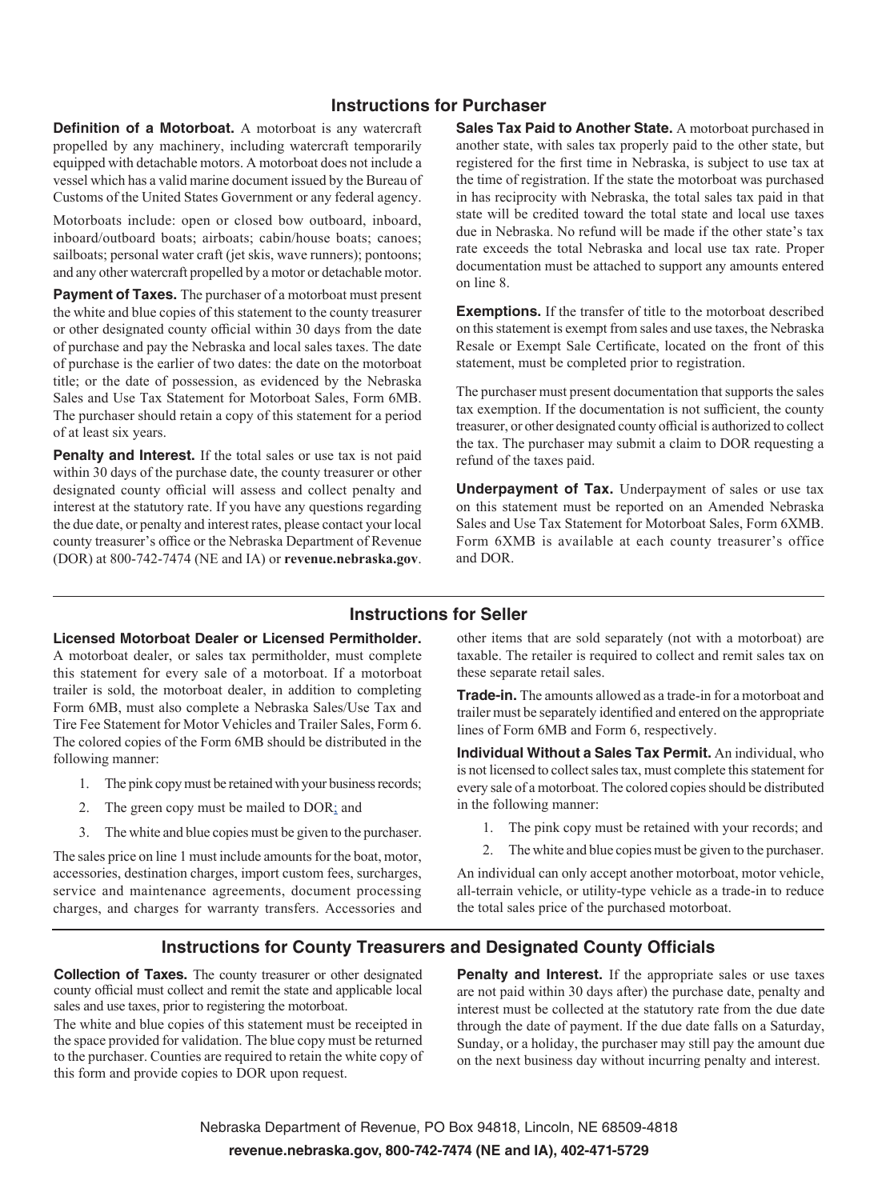## Instructions for Purchaser

**Definition of a Motorboat.** A motorboat is any watercraft propelled by any machinery, including watercraft temporarily equipped with detachable motors. A motorboat does not include a vessel which has a valid marine document issued by the Bureau of Customs of the United States Government or any federal agency.

Motorboats include: open or closed bow outboard, inboard, inboard/outboard boats; airboats; cabin/house boats; canoes; sailboats; personal water craft (jet skis, wave runners); pontoons; and any other watercraft propelled by a motor or detachable motor.

**Payment of Taxes.** The purchaser of a motorboat must present the white and blue copies of this statement to the county treasurer or other designated county official within 30 days from the date of purchase and pay the Nebraska and local sales taxes. The date of purchase is the earlier of two dates: the date on the motorboat title; or the date of possession, as evidenced by the Nebraska Sales and Use Tax Statement for Motorboat Sales, Form 6MB. The purchaser should retain a copy of this statement for a period of at least six years.

**Penalty and Interest.** If the total sales or use tax is not paid within 30 days of the purchase date, the county treasurer or other designated county official will assess and collect penalty and interest at the statutory rate. If you have any questions regarding the due date, or penalty and interest rates, please contact your local county treasurer's office or the Nebraska Department of Revenue (DOR) at 800-742-7474 (NE and IA) or **revenue.nebraska.gov**.

**Sales Tax Paid to Another State.** A motorboat purchased in another state, with sales tax properly paid to the other state, but registered for the first time in Nebraska, is subject to use tax at the time of registration. If the state the motorboat was purchased in has reciprocity with Nebraska, the total sales tax paid in that state will be credited toward the total state and local use taxes due in Nebraska. No refund will be made if the other state's tax rate exceeds the total Nebraska and local use tax rate. Proper documentation must be attached to support any amounts entered on line 8.

**Exemptions.** If the transfer of title to the motorboat described on this statement is exempt from sales and use taxes, the Nebraska Resale or Exempt Sale Certificate, located on the front of this statement, must be completed prior to registration.

The purchaser must present documentation that supports the sales tax exemption. If the documentation is not sufficient, the county treasurer, or other designated county official is authorized to collect the tax. The purchaser may submit a claim to DOR requesting a refund of the taxes paid.

**Underpayment of Tax.** Underpayment of sales or use tax on this statement must be reported on an Amended Nebraska Sales and Use Tax Statement for Motorboat Sales, Form 6XMB. Form 6XMB is available at each county treasurer's office and DOR.

## Instructions for Seller

**Licensed Motorboat Dealer or Licensed Permitholder.** A motorboat dealer, or sales tax permitholder, must complete this statement for every sale of a motorboat. If a motorboat trailer is sold, the motorboat dealer, in addition to completing Form 6MB, must also complete a Nebraska Sales/Use Tax and Tire Fee Statement for Motor Vehicles and Trailer Sales, Form 6. The colored copies of the Form 6MB should be distributed in the following manner:

1. The pink copy must be retained with your business records;
2. The green copy must be mailed to DOR; and
3. The white and blue copies must be given to the purchaser.

The sales price on line 1 must include amounts for the boat, motor, accessories, destination charges, import custom fees, surcharges, service and maintenance agreements, document processing charges, and charges for warranty transfers. Accessories and other items that are sold separately (not with a motorboat) are taxable. The retailer is required to collect and remit sales tax on these separate retail sales.

**Trade-in.** The amounts allowed as a trade-in for a motorboat and trailer must be separately identified and entered on the appropriate lines of Form 6MB and Form 6, respectively.

**Individual Without a Sales Tax Permit.** An individual, who is not licensed to collect sales tax, must complete this statement for every sale of a motorboat. The colored copies should be distributed in the following manner:

1. The pink copy must be retained with your records; and
2. The white and blue copies must be given to the purchaser.

An individual can only accept another motorboat, motor vehicle, all-terrain vehicle, or utility-type vehicle as a trade-in to reduce the total sales price of the purchased motorboat.

## Instructions for County Treasurers and Designated County Officials

**Collection of Taxes.** The county treasurer or other designated county official must collect and remit the state and applicable local sales and use taxes, prior to registering the motorboat.

The white and blue copies of this statement must be receipted in the space provided for validation. The blue copy must be returned to the purchaser. Counties are required to retain the white copy of this form and provide copies to DOR upon request.

**Penalty and Interest.** If the appropriate sales or use taxes are not paid within 30 days after) the purchase date, penalty and interest must be collected at the statutory rate from the due date through the date of payment. If the due date falls on a Saturday, Sunday, or a holiday, the purchaser may still pay the amount due on the next business day without incurring penalty and interest.

Nebraska Department of Revenue, PO Box 94818, Lincoln, NE 68509-4818

**revenue.nebraska.gov, 800-742-7474 (NE and IA), 402-471-5729**